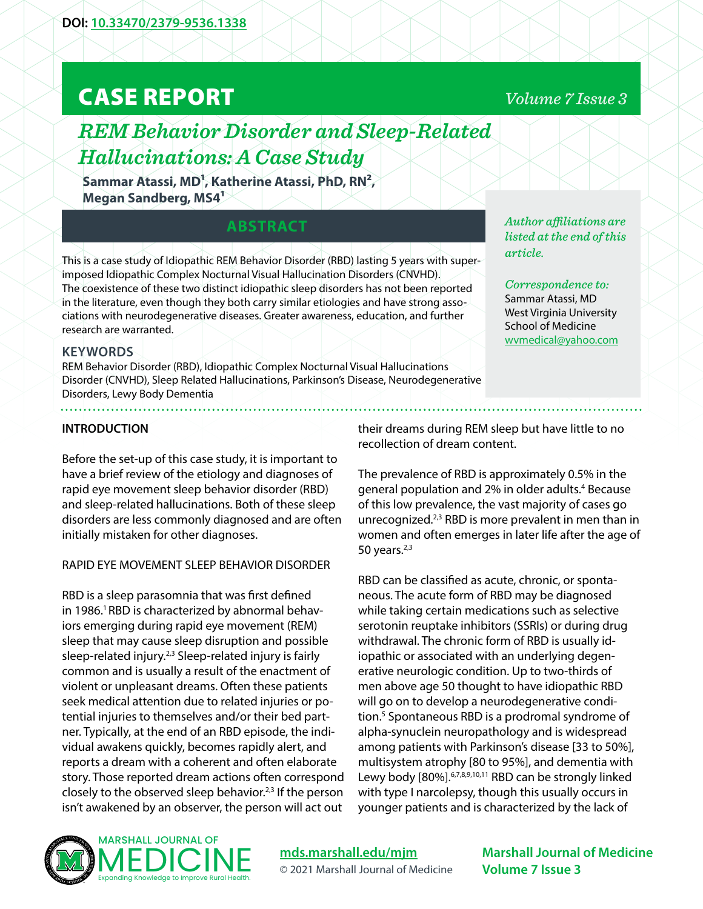DOI: [10.33470/2379-9536.1338](https://doi.org/10.33470/2379-9536.1338)

# CASE REPORT

## *REM Behavior Disorder and Sleep-Related Hallucinations: A Case Study*

**Sammar Atassi, MD[1], Katherine Atassi, PhD, RN[2], Megan Sandberg, MS4[1]**

*Author affiliations are listed at the end of this article.*

*Correspondence to:*
Sammar Atassi, MD
West Virginia University School of Medicine
wvmedical@yahoo.com

### ABSTRACT

This is a case study of Idiopathic REM Behavior Disorder (RBD) lasting 5 years with superimposed Idiopathic Complex Nocturnal Visual Hallucination Disorders (CNVHD). The coexistence of these two distinct idiopathic sleep disorders has not been reported in the literature, even though they both carry similar etiologies and have strong associations with neurodegenerative diseases. Greater awareness, education, and further research are warranted.

### KEYWORDS

REM Behavior Disorder (RBD), Idiopathic Complex Nocturnal Visual Hallucinations Disorder (CNVHD), Sleep Related Hallucinations, Parkinson's Disease, Neurodegenerative Disorders, Lewy Body Dementia

### INTRODUCTION

Before the set-up of this case study, it is important to have a brief review of the etiology and diagnoses of rapid eye movement sleep behavior disorder (RBD) and sleep-related hallucinations. Both of these sleep disorders are less commonly diagnosed and are often initially mistaken for other diagnoses.

RAPID EYE MOVEMENT SLEEP BEHAVIOR DISORDER

RBD is a sleep parasomnia that was first defined in 1986.[1] RBD is characterized by abnormal behaviors emerging during rapid eye movement (REM) sleep that may cause sleep disruption and possible sleep-related injury.[2,3] Sleep-related injury is fairly common and is usually a result of the enactment of violent or unpleasant dreams. Often these patients seek medical attention due to related injuries or potential injuries to themselves and/or their bed partner. Typically, at the end of an RBD episode, the individual awakens quickly, becomes rapidly alert, and reports a dream with a coherent and often elaborate story. Those reported dream actions often correspond closely to the observed sleep behavior.[2,3] If the person isn't awakened by an observer, the person will act out their dreams during REM sleep but have little to no recollection of dream content.

The prevalence of RBD is approximately 0.5% in the general population and 2% in older adults.[4] Because of this low prevalence, the vast majority of cases go unrecognized.[2,3] RBD is more prevalent in men than in women and often emerges in later life after the age of 50 years.[2,3]

RBD can be classified as acute, chronic, or spontaneous. The acute form of RBD may be diagnosed while taking certain medications such as selective serotonin reuptake inhibitors (SSRIs) or during drug withdrawal. The chronic form of RBD is usually idiopathic or associated with an underlying degenerative neurologic condition. Up to two-thirds of men above age 50 thought to have idiopathic RBD will go on to develop a neurodegenerative condition.[5] Spontaneous RBD is a prodromal syndrome of alpha-synuclein neuropathology and is widespread among patients with Parkinson's disease [33 to 50%], multisystem atrophy [80 to 95%], and dementia with Lewy body [80%].[6,7,8,9,10,11] RBD can be strongly linked with type I narcolepsy, though this usually occurs in younger patients and is characterized by the lack of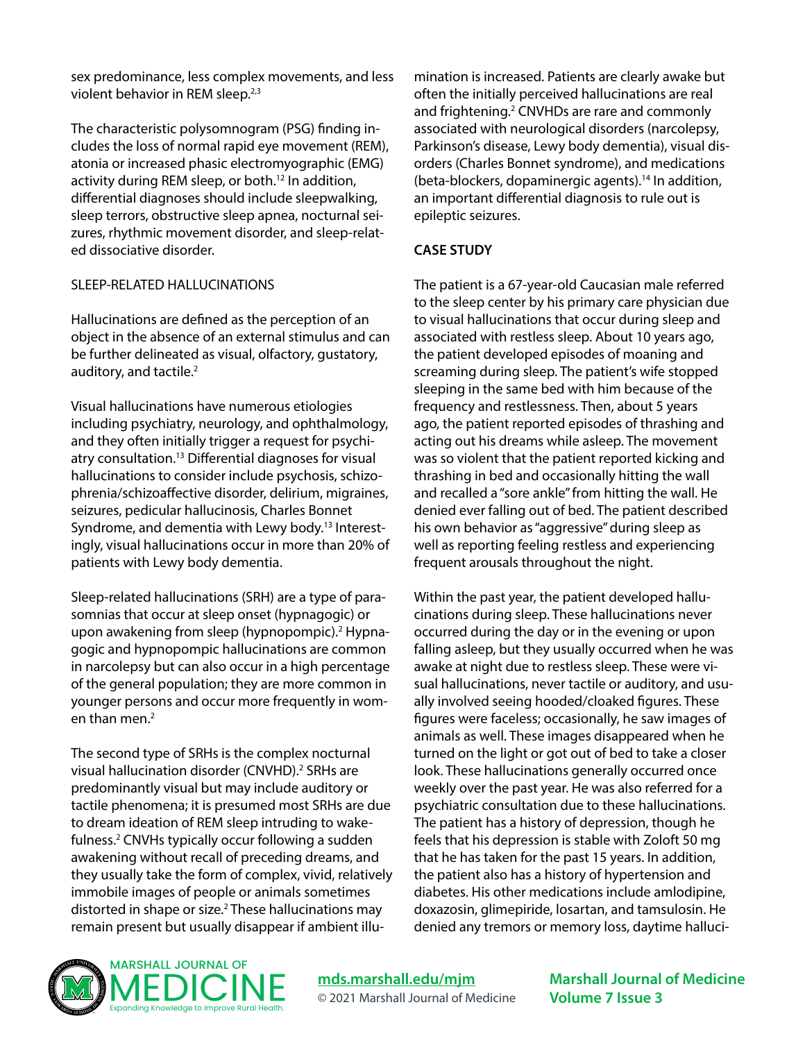sex predominance, less complex movements, and less violent behavior in REM sleep.[2,3]

The characteristic polysomnogram (PSG) finding includes the loss of normal rapid eye movement (REM), atonia or increased phasic electromyographic (EMG) activity during REM sleep, or both.[12] In addition, differential diagnoses should include sleepwalking, sleep terrors, obstructive sleep apnea, nocturnal seizures, rhythmic movement disorder, and sleep-related dissociative disorder.

## SLEEP-RELATED HALLUCINATIONS

Hallucinations are defined as the perception of an object in the absence of an external stimulus and can be further delineated as visual, olfactory, gustatory, auditory, and tactile.[2]

Visual hallucinations have numerous etiologies including psychiatry, neurology, and ophthalmology, and they often initially trigger a request for psychiatry consultation.[13] Differential diagnoses for visual hallucinations to consider include psychosis, schizophrenia/schizoaffective disorder, delirium, migraines, seizures, pedicular hallucinosis, Charles Bonnet Syndrome, and dementia with Lewy body.[13] Interestingly, visual hallucinations occur in more than 20% of patients with Lewy body dementia.

Sleep-related hallucinations (SRH) are a type of parasomnias that occur at sleep onset (hypnagogic) or upon awakening from sleep (hypnopompic).[2] Hypnagogic and hypnopompic hallucinations are common in narcolepsy but can also occur in a high percentage of the general population; they are more common in younger persons and occur more frequently in women than men.[2]

The second type of SRHs is the complex nocturnal visual hallucination disorder (CNVHD).[2] SRHs are predominantly visual but may include auditory or tactile phenomena; it is presumed most SRHs are due to dream ideation of REM sleep intruding to wakefulness.[2] CNVHs typically occur following a sudden awakening without recall of preceding dreams, and they usually take the form of complex, vivid, relatively immobile images of people or animals sometimes distorted in shape or size.[2] These hallucinations may remain present but usually disappear if ambient illumination is increased. Patients are clearly awake but often the initially perceived hallucinations are real and frightening.[2] CNVHDs are rare and commonly associated with neurological disorders (narcolepsy, Parkinson's disease, Lewy body dementia), visual disorders (Charles Bonnet syndrome), and medications (beta-blockers, dopaminergic agents).[14] In addition, an important differential diagnosis to rule out is epileptic seizures.

## CASE STUDY

The patient is a 67-year-old Caucasian male referred to the sleep center by his primary care physician due to visual hallucinations that occur during sleep and associated with restless sleep. About 10 years ago, the patient developed episodes of moaning and screaming during sleep. The patient's wife stopped sleeping in the same bed with him because of the frequency and restlessness. Then, about 5 years ago, the patient reported episodes of thrashing and acting out his dreams while asleep. The movement was so violent that the patient reported kicking and thrashing in bed and occasionally hitting the wall and recalled a "sore ankle" from hitting the wall. He denied ever falling out of bed. The patient described his own behavior as "aggressive" during sleep as well as reporting feeling restless and experiencing frequent arousals throughout the night.

Within the past year, the patient developed hallucinations during sleep. These hallucinations never occurred during the day or in the evening or upon falling asleep, but they usually occurred when he was awake at night due to restless sleep. These were visual hallucinations, never tactile or auditory, and usually involved seeing hooded/cloaked figures. These figures were faceless; occasionally, he saw images of animals as well. These images disappeared when he turned on the light or got out of bed to take a closer look. These hallucinations generally occurred once weekly over the past year. He was also referred for a psychiatric consultation due to these hallucinations. The patient has a history of depression, though he feels that his depression is stable with Zoloft 50 mg that he has taken for the past 15 years. In addition, the patient also has a history of hypertension and diabetes. His other medications include amlodipine, doxazosin, glimepiride, losartan, and tamsulosin. He denied any tremors or memory loss, daytime halluci-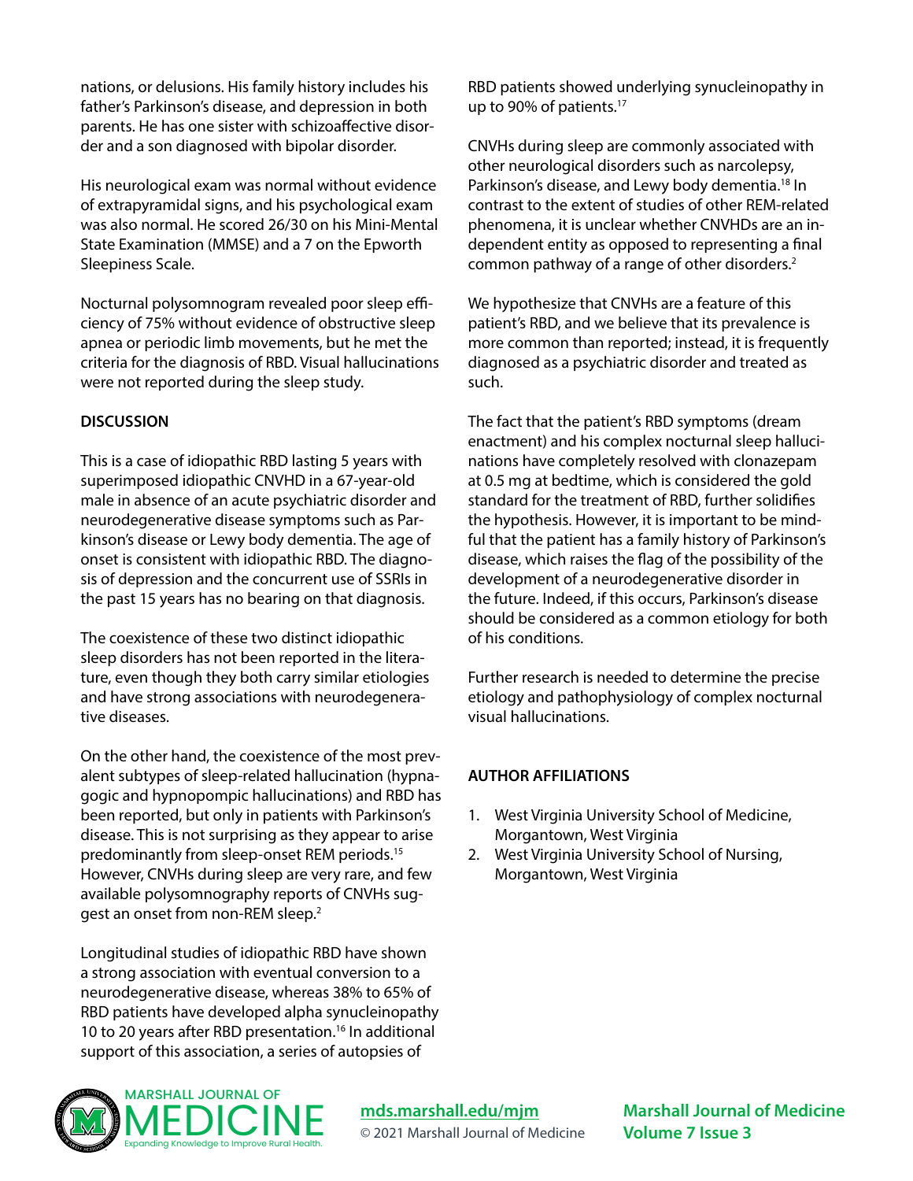nations, or delusions. His family history includes his father's Parkinson's disease, and depression in both parents. He has one sister with schizoaffective disorder and a son diagnosed with bipolar disorder.

His neurological exam was normal without evidence of extrapyramidal signs, and his psychological exam was also normal. He scored 26/30 on his Mini-Mental State Examination (MMSE) and a 7 on the Epworth Sleepiness Scale.

Nocturnal polysomnogram revealed poor sleep efficiency of 75% without evidence of obstructive sleep apnea or periodic limb movements, but he met the criteria for the diagnosis of RBD. Visual hallucinations were not reported during the sleep study.

**DISCUSSION**

This is a case of idiopathic RBD lasting 5 years with superimposed idiopathic CNVHD in a 67-year-old male in absence of an acute psychiatric disorder and neurodegenerative disease symptoms such as Parkinson's disease or Lewy body dementia. The age of onset is consistent with idiopathic RBD. The diagnosis of depression and the concurrent use of SSRIs in the past 15 years has no bearing on that diagnosis.

The coexistence of these two distinct idiopathic sleep disorders has not been reported in the literature, even though they both carry similar etiologies and have strong associations with neurodegenerative diseases.

On the other hand, the coexistence of the most prevalent subtypes of sleep-related hallucination (hypnagogic and hypnopompic hallucinations) and RBD has been reported, but only in patients with Parkinson's disease. This is not surprising as they appear to arise predominantly from sleep-onset REM periods.[15] However, CNVHs during sleep are very rare, and few available polysomnography reports of CNVHs suggest an onset from non-REM sleep.[2]

Longitudinal studies of idiopathic RBD have shown a strong association with eventual conversion to a neurodegenerative disease, whereas 38% to 65% of RBD patients have developed alpha synucleinopathy 10 to 20 years after RBD presentation.[16] In additional support of this association, a series of autopsies of RBD patients showed underlying synucleinopathy in up to 90% of patients.[17]

CNVHs during sleep are commonly associated with other neurological disorders such as narcolepsy, Parkinson's disease, and Lewy body dementia.[18] In contrast to the extent of studies of other REM-related phenomena, it is unclear whether CNVHDs are an independent entity as opposed to representing a final common pathway of a range of other disorders.[2]

We hypothesize that CNVHs are a feature of this patient's RBD, and we believe that its prevalence is more common than reported; instead, it is frequently diagnosed as a psychiatric disorder and treated as such.

The fact that the patient's RBD symptoms (dream enactment) and his complex nocturnal sleep hallucinations have completely resolved with clonazepam at 0.5 mg at bedtime, which is considered the gold standard for the treatment of RBD, further solidifies the hypothesis. However, it is important to be mindful that the patient has a family history of Parkinson's disease, which raises the flag of the possibility of the development of a neurodegenerative disorder in the future. Indeed, if this occurs, Parkinson's disease should be considered as a common etiology for both of his conditions.

Further research is needed to determine the precise etiology and pathophysiology of complex nocturnal visual hallucinations.

**AUTHOR AFFILIATIONS**

1. West Virginia University School of Medicine, Morgantown, West Virginia
2. West Virginia University School of Nursing, Morgantown, West Virginia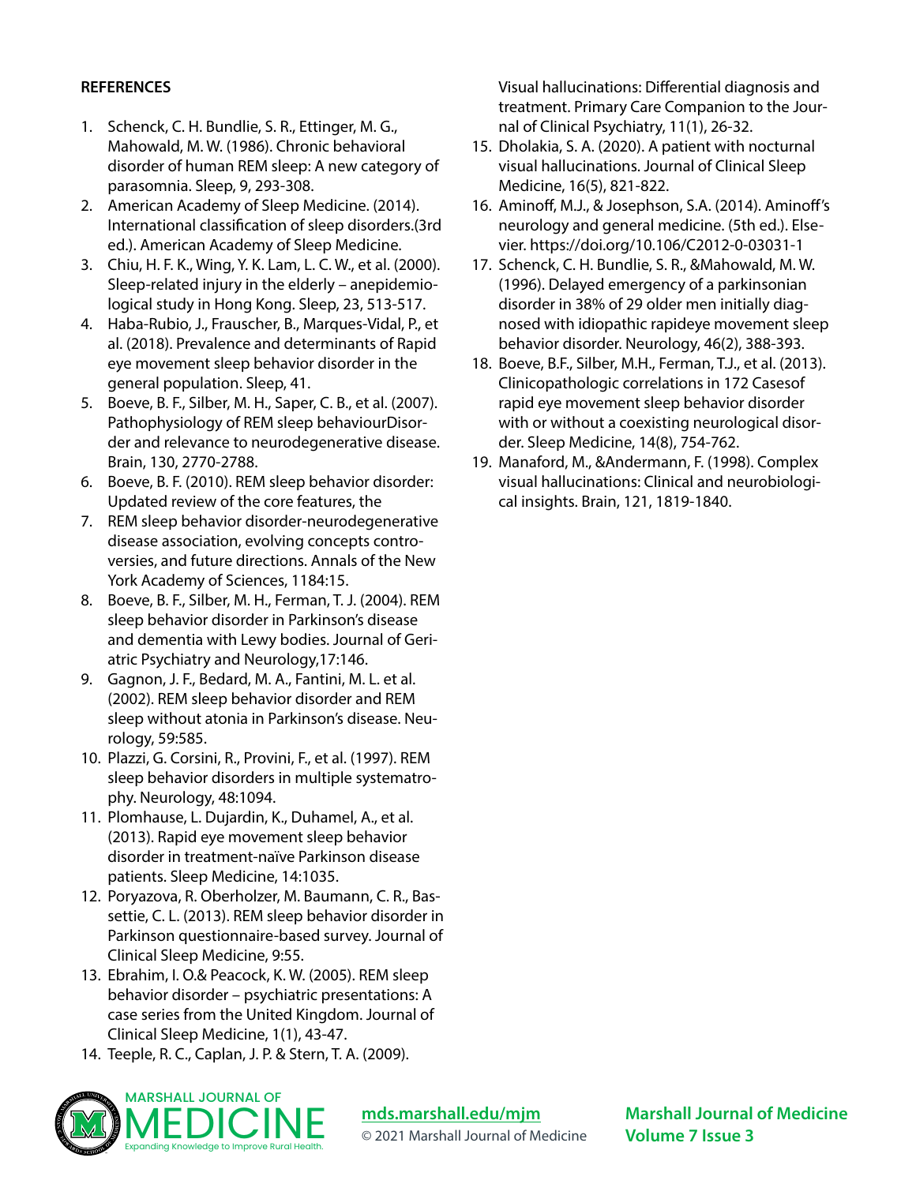**REFERENCES**

1. Schenck, C. H. Bundlie, S. R., Ettinger, M. G., Mahowald, M. W. (1986). Chronic behavioral disorder of human REM sleep: A new category of parasomnia. Sleep, 9, 293-308.
2. American Academy of Sleep Medicine. (2014). International classification of sleep disorders.(3rd ed.). American Academy of Sleep Medicine.
3. Chiu, H. F. K., Wing, Y. K. Lam, L. C. W., et al. (2000). Sleep-related injury in the elderly – anepidemiological study in Hong Kong. Sleep, 23, 513-517.
4. Haba-Rubio, J., Frauscher, B., Marques-Vidal, P., et al. (2018). Prevalence and determinants of Rapid eye movement sleep behavior disorder in the general population. Sleep, 41.
5. Boeve, B. F., Silber, M. H., Saper, C. B., et al. (2007). Pathophysiology of REM sleep behaviourDisorder and relevance to neurodegenerative disease. Brain, 130, 2770-2788.
6. Boeve, B. F. (2010). REM sleep behavior disorder: Updated review of the core features, the
7. REM sleep behavior disorder-neurodegenerative disease association, evolving concepts controversies, and future directions. Annals of the New York Academy of Sciences, 1184:15.
8. Boeve, B. F., Silber, M. H., Ferman, T. J. (2004). REM sleep behavior disorder in Parkinson's disease and dementia with Lewy bodies. Journal of Geriatric Psychiatry and Neurology,17:146.
9. Gagnon, J. F., Bedard, M. A., Fantini, M. L. et al. (2002). REM sleep behavior disorder and REM sleep without atonia in Parkinson's disease. Neurology, 59:585.
10. Plazzi, G. Corsini, R., Provini, F., et al. (1997). REM sleep behavior disorders in multiple systematrophy. Neurology, 48:1094.
11. Plomhause, L. Dujardin, K., Duhamel, A., et al. (2013). Rapid eye movement sleep behavior disorder in treatment-naïve Parkinson disease patients. Sleep Medicine, 14:1035.
12. Poryazova, R. Oberholzer, M. Baumann, C. R., Bassettie, C. L. (2013). REM sleep behavior disorder in Parkinson questionnaire-based survey. Journal of Clinical Sleep Medicine, 9:55.
13. Ebrahim, I. O.& Peacock, K. W. (2005). REM sleep behavior disorder – psychiatric presentations: A case series from the United Kingdom. Journal of Clinical Sleep Medicine, 1(1), 43-47.
14. Teeple, R. C., Caplan, J. P. & Stern, T. A. (2009). Visual hallucinations: Differential diagnosis and treatment. Primary Care Companion to the Journal of Clinical Psychiatry, 11(1), 26-32.
15. Dholakia, S. A. (2020). A patient with nocturnal visual hallucinations. Journal of Clinical Sleep Medicine, 16(5), 821-822.
16. Aminoff, M.J., & Josephson, S.A. (2014). Aminoff's neurology and general medicine. (5th ed.). Elsevier. https://doi.org/10.106/C2012-0-03031-1
17. Schenck, C. H. Bundlie, S. R., &Mahowald, M. W. (1996). Delayed emergency of a parkinsonian disorder in 38% of 29 older men initially diagnosed with idiopathic rapideye movement sleep behavior disorder. Neurology, 46(2), 388-393.
18. Boeve, B.F., Silber, M.H., Ferman, T.J., et al. (2013). Clinicopathologic correlations in 172 Casesof rapid eye movement sleep behavior disorder with or without a coexisting neurological disorder. Sleep Medicine, 14(8), 754-762.
19. Manaford, M., &Andermann, F. (1998). Complex visual hallucinations: Clinical and neurobiological insights. Brain, 121, 1819-1840.